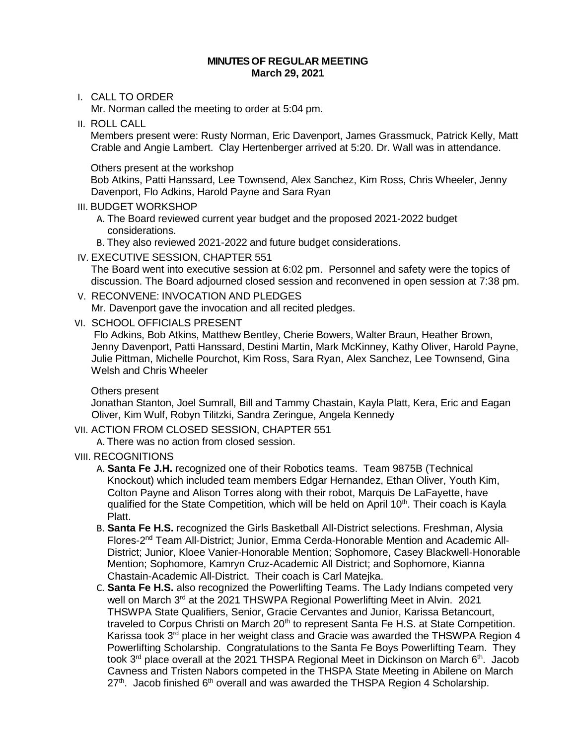# MINUTES OF REGULAR MEETING
## March 29, 2021

I. CALL TO ORDER
Mr. Norman called the meeting to order at 5:04 pm.

II. ROLL CALL
Members present were: Rusty Norman, Eric Davenport, James Grassmuck, Patrick Kelly, Matt Crable and Angie Lambert. Clay Hertenberger arrived at 5:20. Dr. Wall was in attendance.

Others present at the workshop
Bob Atkins, Patti Hanssard, Lee Townsend, Alex Sanchez, Kim Ross, Chris Wheeler, Jenny Davenport, Flo Adkins, Harold Payne and Sara Ryan

III. BUDGET WORKSHOP

A. The Board reviewed current year budget and the proposed 2021-2022 budget considerations.
B. They also reviewed 2021-2022 and future budget considerations.

IV. EXECUTIVE SESSION, CHAPTER 551
The Board went into executive session at 6:02 pm. Personnel and safety were the topics of discussion. The Board adjourned closed session and reconvened in open session at 7:38 pm.

V. RECONVENE: INVOCATION AND PLEDGES
Mr. Davenport gave the invocation and all recited pledges.

VI. SCHOOL OFFICIALS PRESENT
Flo Adkins, Bob Atkins, Matthew Bentley, Cherie Bowers, Walter Braun, Heather Brown, Jenny Davenport, Patti Hanssard, Destini Martin, Mark McKinney, Kathy Oliver, Harold Payne, Julie Pittman, Michelle Pourchot, Kim Ross, Sara Ryan, Alex Sanchez, Lee Townsend, Gina Welsh and Chris Wheeler

Others present
Jonathan Stanton, Joel Sumrall, Bill and Tammy Chastain, Kayla Platt, Kera, Eric and Eagan Oliver, Kim Wulf, Robyn Tilitzki, Sandra Zeringue, Angela Kennedy

VII. ACTION FROM CLOSED SESSION, CHAPTER 551

A. There was no action from closed session.

VIII. RECOGNITIONS

A. **Santa Fe J.H.** recognized one of their Robotics teams. Team 9875B (Technical Knockout) which included team members Edgar Hernandez, Ethan Oliver, Youth Kim, Colton Payne and Alison Torres along with their robot, Marquis De LaFayette, have qualified for the State Competition, which will be held on April 10th. Their coach is Kayla Platt.
B. **Santa Fe H.S.** recognized the Girls Basketball All-District selections. Freshman, Alysia Flores-2nd Team All-District; Junior, Emma Cerda-Honorable Mention and Academic All-District; Junior, Kloee Vanier-Honorable Mention; Sophomore, Casey Blackwell-Honorable Mention; Sophomore, Kamryn Cruz-Academic All District; and Sophomore, Kianna Chastain-Academic All-District. Their coach is Carl Matejka.
C. **Santa Fe H.S.** also recognized the Powerlifting Teams. The Lady Indians competed very well on March 3rd at the 2021 THSWPA Regional Powerlifting Meet in Alvin. 2021 THSWPA State Qualifiers, Senior, Gracie Cervantes and Junior, Karissa Betancourt, traveled to Corpus Christi on March 20th to represent Santa Fe H.S. at State Competition. Karissa took 3rd place in her weight class and Gracie was awarded the THSWPA Region 4 Powerlifting Scholarship. Congratulations to the Santa Fe Boys Powerlifting Team. They took 3rd place overall at the 2021 THSPA Regional Meet in Dickinson on March 6th. Jacob Cavness and Tristen Nabors competed in the THSPA State Meeting in Abilene on March 27th. Jacob finished 6th overall and was awarded the THSPA Region 4 Scholarship.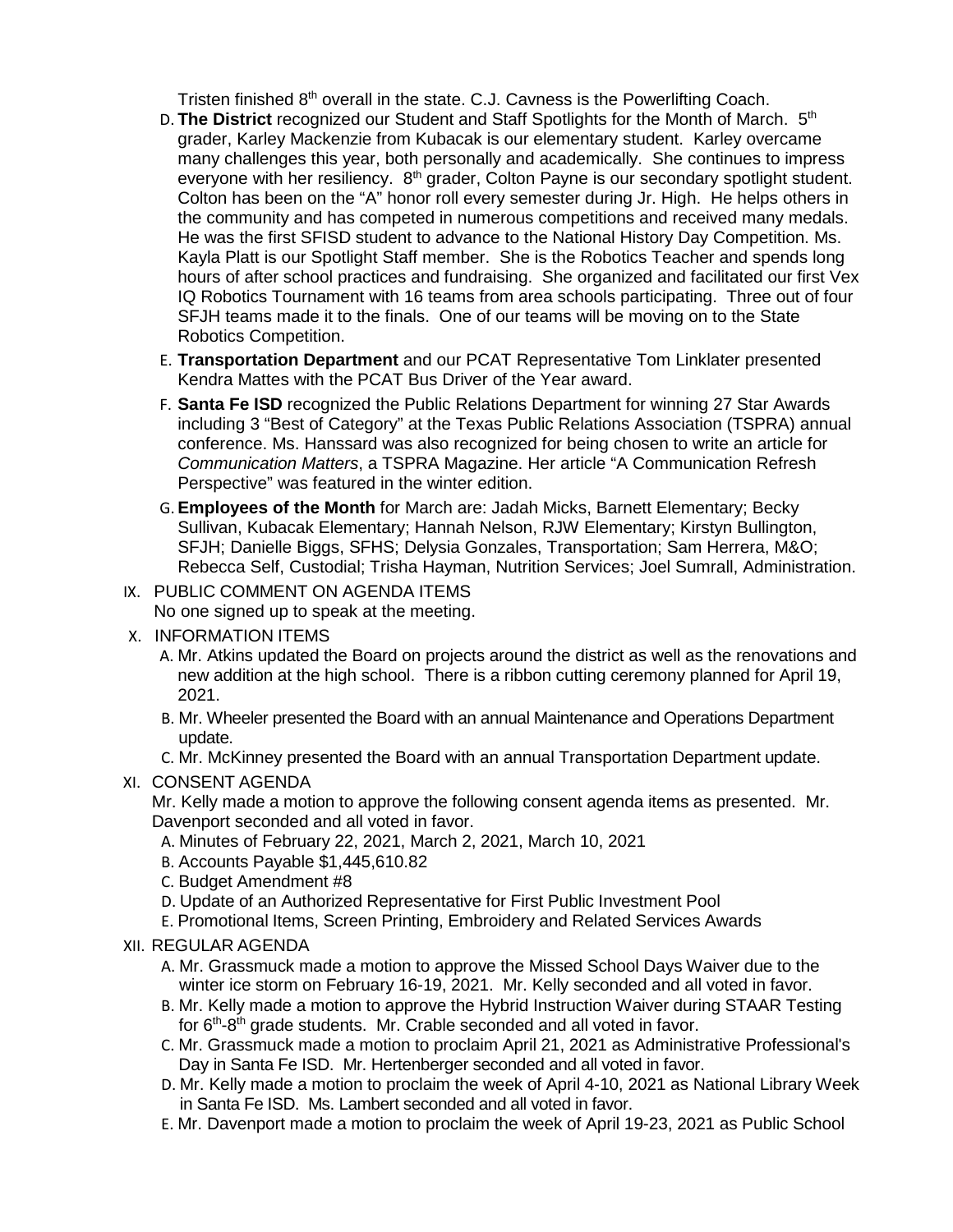Tristen finished 8th overall in the state. C.J. Cavness is the Powerlifting Coach.

D. **The District** recognized our Student and Staff Spotlights for the Month of March. 5th grader, Karley Mackenzie from Kubacak is our elementary student. Karley overcame many challenges this year, both personally and academically. She continues to impress everyone with her resiliency. 8th grader, Colton Payne is our secondary spotlight student. Colton has been on the "A" honor roll every semester during Jr. High. He helps others in the community and has competed in numerous competitions and received many medals. He was the first SFISD student to advance to the National History Day Competition. Ms. Kayla Platt is our Spotlight Staff member. She is the Robotics Teacher and spends long hours of after school practices and fundraising. She organized and facilitated our first Vex IQ Robotics Tournament with 16 teams from area schools participating. Three out of four SFJH teams made it to the finals. One of our teams will be moving on to the State Robotics Competition.

E. **Transportation Department** and our PCAT Representative Tom Linklater presented Kendra Mattes with the PCAT Bus Driver of the Year award.

F. **Santa Fe ISD** recognized the Public Relations Department for winning 27 Star Awards including 3 "Best of Category" at the Texas Public Relations Association (TSPRA) annual conference. Ms. Hanssard was also recognized for being chosen to write an article for *Communication Matters*, a TSPRA Magazine. Her article "A Communication Refresh Perspective" was featured in the winter edition.

G. **Employees of the Month** for March are: Jadah Micks, Barnett Elementary; Becky Sullivan, Kubacak Elementary; Hannah Nelson, RJW Elementary; Kirstyn Bullington, SFJH; Danielle Biggs, SFHS; Delysia Gonzales, Transportation; Sam Herrera, M&O; Rebecca Self, Custodial; Trisha Hayman, Nutrition Services; Joel Sumrall, Administration.

IX. PUBLIC COMMENT ON AGENDA ITEMS

No one signed up to speak at the meeting.

X. INFORMATION ITEMS

A. Mr. Atkins updated the Board on projects around the district as well as the renovations and new addition at the high school. There is a ribbon cutting ceremony planned for April 19, 2021.

B. Mr. Wheeler presented the Board with an annual Maintenance and Operations Department update.

C. Mr. McKinney presented the Board with an annual Transportation Department update.

XI. CONSENT AGENDA

Mr. Kelly made a motion to approve the following consent agenda items as presented. Mr. Davenport seconded and all voted in favor.

A. Minutes of February 22, 2021, March 2, 2021, March 10, 2021

B. Accounts Payable $1,445,610.82

C. Budget Amendment #8

D. Update of an Authorized Representative for First Public Investment Pool

E. Promotional Items, Screen Printing, Embroidery and Related Services Awards

XII. REGULAR AGENDA

A. Mr. Grassmuck made a motion to approve the Missed School Days Waiver due to the winter ice storm on February 16-19, 2021. Mr. Kelly seconded and all voted in favor.

B. Mr. Kelly made a motion to approve the Hybrid Instruction Waiver during STAAR Testing for 6th-8th grade students. Mr. Crable seconded and all voted in favor.

C. Mr. Grassmuck made a motion to proclaim April 21, 2021 as Administrative Professional's Day in Santa Fe ISD. Mr. Hertenberger seconded and all voted in favor.

D. Mr. Kelly made a motion to proclaim the week of April 4-10, 2021 as National Library Week in Santa Fe ISD. Ms. Lambert seconded and all voted in favor.

E. Mr. Davenport made a motion to proclaim the week of April 19-23, 2021 as Public School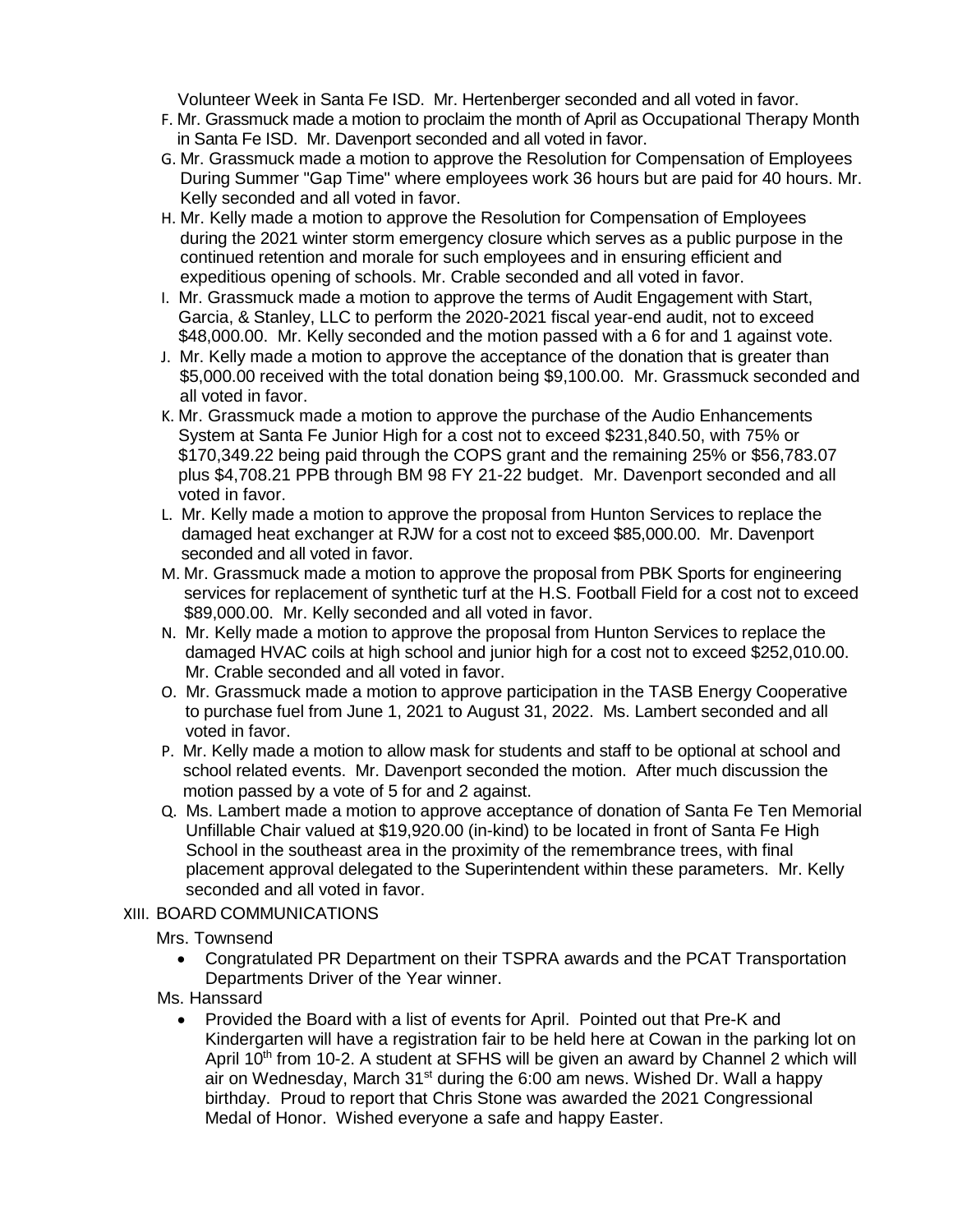Volunteer Week in Santa Fe ISD. Mr. Hertenberger seconded and all voted in favor.

F. Mr. Grassmuck made a motion to proclaim the month of April as Occupational Therapy Month in Santa Fe ISD. Mr. Davenport seconded and all voted in favor.

G. Mr. Grassmuck made a motion to approve the Resolution for Compensation of Employees During Summer "Gap Time" where employees work 36 hours but are paid for 40 hours. Mr. Kelly seconded and all voted in favor.

H. Mr. Kelly made a motion to approve the Resolution for Compensation of Employees during the 2021 winter storm emergency closure which serves as a public purpose in the continued retention and morale for such employees and in ensuring efficient and expeditious opening of schools. Mr. Crable seconded and all voted in favor.

I. Mr. Grassmuck made a motion to approve the terms of Audit Engagement with Start, Garcia, & Stanley, LLC to perform the 2020-2021 fiscal year-end audit, not to exceed $48,000.00. Mr. Kelly seconded and the motion passed with a 6 for and 1 against vote.

J. Mr. Kelly made a motion to approve the acceptance of the donation that is greater than $5,000.00 received with the total donation being $9,100.00. Mr. Grassmuck seconded and all voted in favor.

K. Mr. Grassmuck made a motion to approve the purchase of the Audio Enhancements System at Santa Fe Junior High for a cost not to exceed $231,840.50, with 75% or $170,349.22 being paid through the COPS grant and the remaining 25% or $56,783.07 plus $4,708.21 PPB through BM 98 FY 21-22 budget. Mr. Davenport seconded and all voted in favor.

L. Mr. Kelly made a motion to approve the proposal from Hunton Services to replace the damaged heat exchanger at RJW for a cost not to exceed $85,000.00. Mr. Davenport seconded and all voted in favor.

M. Mr. Grassmuck made a motion to approve the proposal from PBK Sports for engineering services for replacement of synthetic turf at the H.S. Football Field for a cost not to exceed $89,000.00. Mr. Kelly seconded and all voted in favor.

N. Mr. Kelly made a motion to approve the proposal from Hunton Services to replace the damaged HVAC coils at high school and junior high for a cost not to exceed $252,010.00. Mr. Crable seconded and all voted in favor.

O. Mr. Grassmuck made a motion to approve participation in the TASB Energy Cooperative to purchase fuel from June 1, 2021 to August 31, 2022. Ms. Lambert seconded and all voted in favor.

P. Mr. Kelly made a motion to allow mask for students and staff to be optional at school and school related events. Mr. Davenport seconded the motion. After much discussion the motion passed by a vote of 5 for and 2 against.

Q. Ms. Lambert made a motion to approve acceptance of donation of Santa Fe Ten Memorial Unfillable Chair valued at $19,920.00 (in-kind) to be located in front of Santa Fe High School in the southeast area in the proximity of the remembrance trees, with final placement approval delegated to the Superintendent within these parameters. Mr. Kelly seconded and all voted in favor.

XIII. BOARD COMMUNICATIONS

Mrs. Townsend

- Congratulated PR Department on their TSPRA awards and the PCAT Transportation Departments Driver of the Year winner.

Ms. Hanssard

- Provided the Board with a list of events for April. Pointed out that Pre-K and Kindergarten will have a registration fair to be held here at Cowan in the parking lot on April 10th from 10-2. A student at SFHS will be given an award by Channel 2 which will air on Wednesday, March 31st during the 6:00 am news. Wished Dr. Wall a happy birthday. Proud to report that Chris Stone was awarded the 2021 Congressional Medal of Honor. Wished everyone a safe and happy Easter.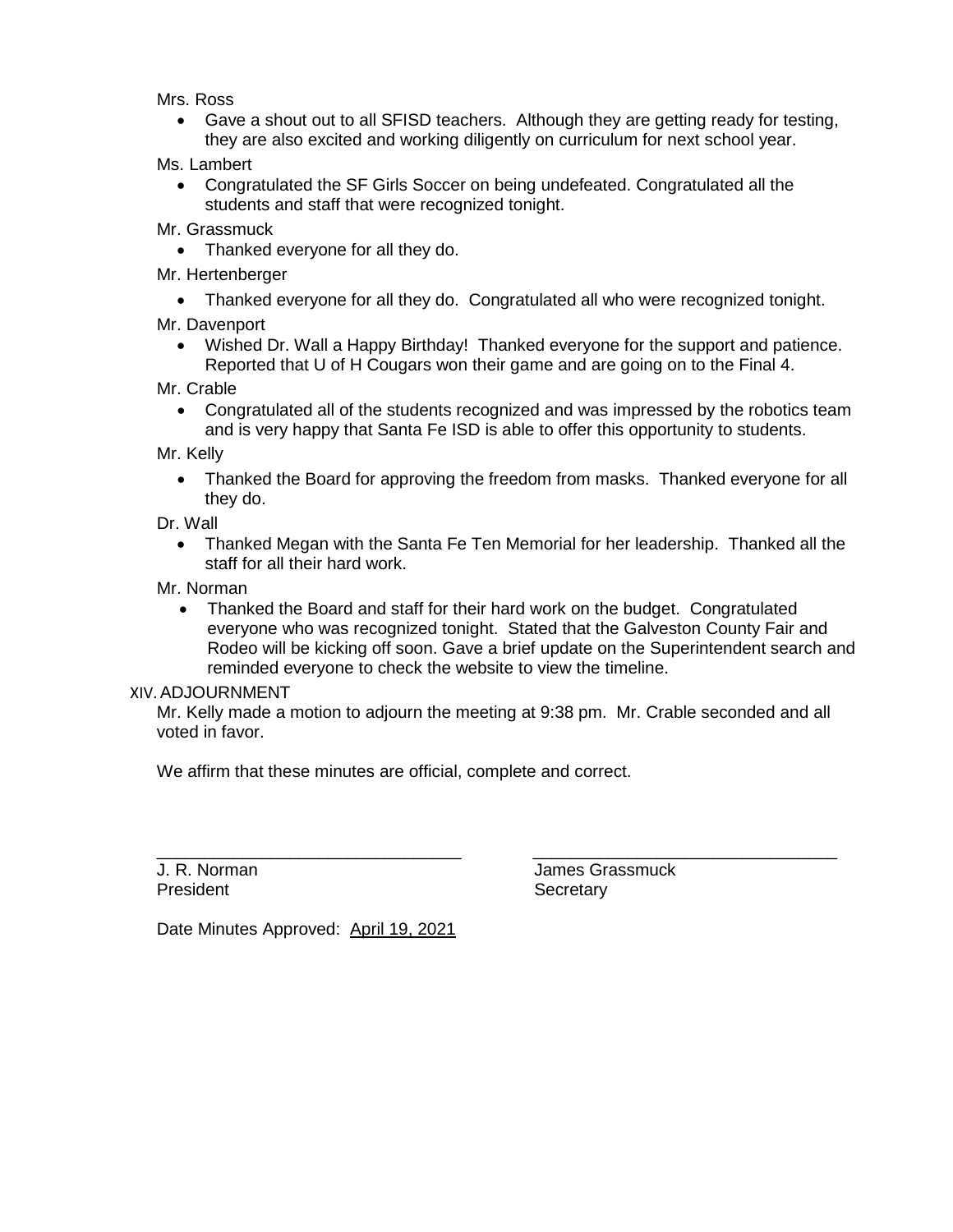Mrs. Ross

- Gave a shout out to all SFISD teachers. Although they are getting ready for testing, they are also excited and working diligently on curriculum for next school year.

Ms. Lambert

- Congratulated the SF Girls Soccer on being undefeated. Congratulated all the students and staff that were recognized tonight.

Mr. Grassmuck

- Thanked everyone for all they do.

Mr. Hertenberger

- Thanked everyone for all they do. Congratulated all who were recognized tonight.

Mr. Davenport

- Wished Dr. Wall a Happy Birthday! Thanked everyone for the support and patience. Reported that U of H Cougars won their game and are going on to the Final 4.

Mr. Crable

- Congratulated all of the students recognized and was impressed by the robotics team and is very happy that Santa Fe ISD is able to offer this opportunity to students.

Mr. Kelly

- Thanked the Board for approving the freedom from masks. Thanked everyone for all they do.

Dr. Wall

- Thanked Megan with the Santa Fe Ten Memorial for her leadership. Thanked all the staff for all their hard work.

Mr. Norman

- Thanked the Board and staff for their hard work on the budget. Congratulated everyone who was recognized tonight. Stated that the Galveston County Fair and Rodeo will be kicking off soon. Gave a brief update on the Superintendent search and reminded everyone to check the website to view the timeline.

XIV. ADJOURNMENT

Mr. Kelly made a motion to adjourn the meeting at 9:38 pm. Mr. Crable seconded and all voted in favor.

We affirm that these minutes are official, complete and correct.

\_\_\_\_\_\_\_\_\_\_\_\_\_\_\_\_\_\_\_\_\_\_\_\_\_\_\_\_\_\_\_\_
J. R. Norman
President

\_\_\_\_\_\_\_\_\_\_\_\_\_\_\_\_\_\_\_\_\_\_\_\_\_\_\_\_\_\_\_\_
James Grassmuck
Secretary

Date Minutes Approved: April 19, 2021